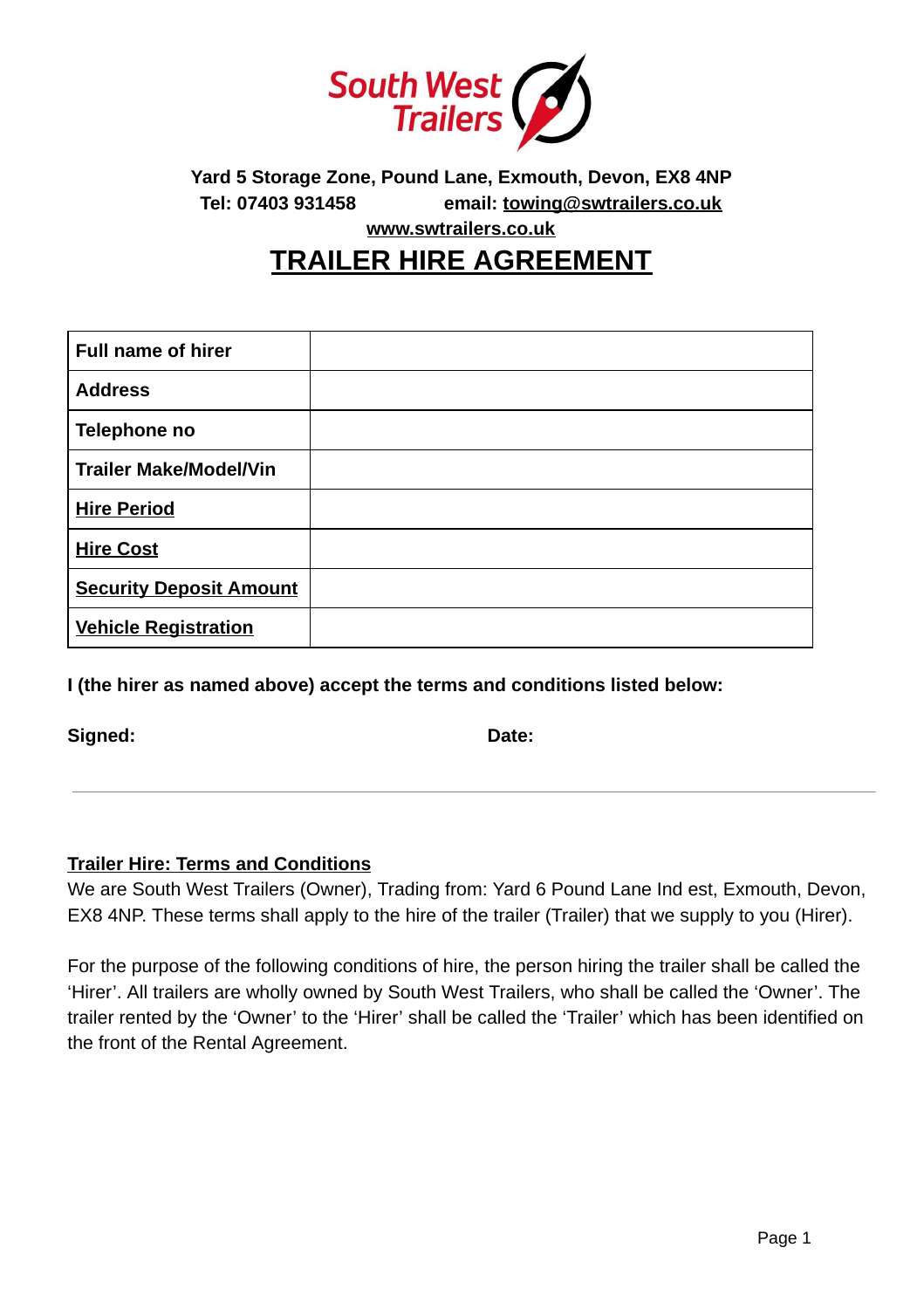**South West Trailers**

**Yard 5 Storage Zone, Pound Lane, Exmouth, Devon, EX8 4NP**
**Tel: 07403 931458** **email: towing@swtrailers.co.uk**
**www.swtrailers.co.uk**

# TRAILER HIRE AGREEMENT

| | |
|---|---|
| **Full name of hirer** | |
| **Address** | |
| **Telephone no** | |
| **Trailer Make/Model/Vin** | |
| **Hire Period** | |
| **Hire Cost** | |
| **Security Deposit Amount** | |
| **Vehicle Registration** | |

**I (the hirer as named above) accept the terms and conditions listed below:**

**Signed:** **Date:**

---

**Trailer Hire: Terms and Conditions**

We are South West Trailers (Owner), Trading from: Yard 6 Pound Lane Ind est, Exmouth, Devon, EX8 4NP. These terms shall apply to the hire of the trailer (Trailer) that we supply to you (Hirer).

For the purpose of the following conditions of hire, the person hiring the trailer shall be called the 'Hirer'. All trailers are wholly owned by South West Trailers, who shall be called the 'Owner'. The trailer rented by the 'Owner' to the 'Hirer' shall be called the 'Trailer' which has been identified on the front of the Rental Agreement.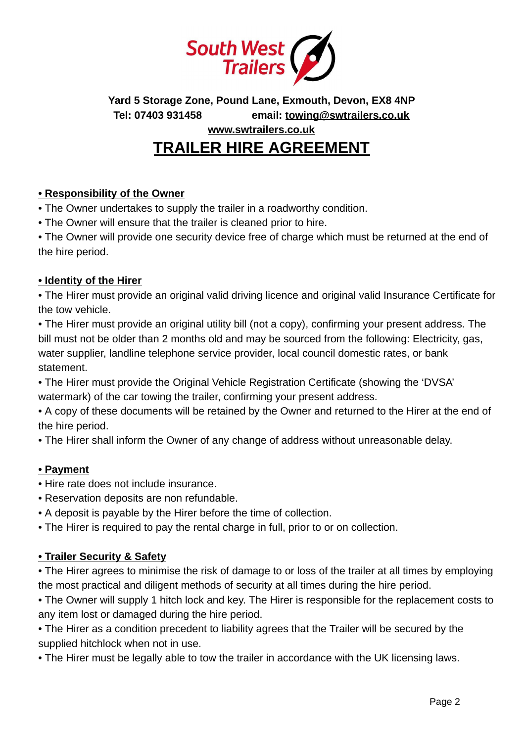**South West Trailers**

**Yard 5 Storage Zone, Pound Lane, Exmouth, Devon, EX8 4NP**
**Tel: 07403 931458** **email: towing@swtrailers.co.uk**
**www.swtrailers.co.uk**

# TRAILER HIRE AGREEMENT

**• Responsibility of the Owner**

• The Owner undertakes to supply the trailer in a roadworthy condition.
• The Owner will ensure that the trailer is cleaned prior to hire.
• The Owner will provide one security device free of charge which must be returned at the end of the hire period.

**• Identity of the Hirer**

• The Hirer must provide an original valid driving licence and original valid Insurance Certificate for the tow vehicle.
• The Hirer must provide an original utility bill (not a copy), confirming your present address. The bill must not be older than 2 months old and may be sourced from the following: Electricity, gas, water supplier, landline telephone service provider, local council domestic rates, or bank statement.
• The Hirer must provide the Original Vehicle Registration Certificate (showing the 'DVSA' watermark) of the car towing the trailer, confirming your present address.
• A copy of these documents will be retained by the Owner and returned to the Hirer at the end of the hire period.
• The Hirer shall inform the Owner of any change of address without unreasonable delay.

**• Payment**

• Hire rate does not include insurance.
• Reservation deposits are non refundable.
• A deposit is payable by the Hirer before the time of collection.
• The Hirer is required to pay the rental charge in full, prior to or on collection.

**• Trailer Security & Safety**

• The Hirer agrees to minimise the risk of damage to or loss of the trailer at all times by employing the most practical and diligent methods of security at all times during the hire period.
• The Owner will supply 1 hitch lock and key. The Hirer is responsible for the replacement costs to any item lost or damaged during the hire period.
• The Hirer as a condition precedent to liability agrees that the Trailer will be secured by the supplied hitchlock when not in use.
• The Hirer must be legally able to tow the trailer in accordance with the UK licensing laws.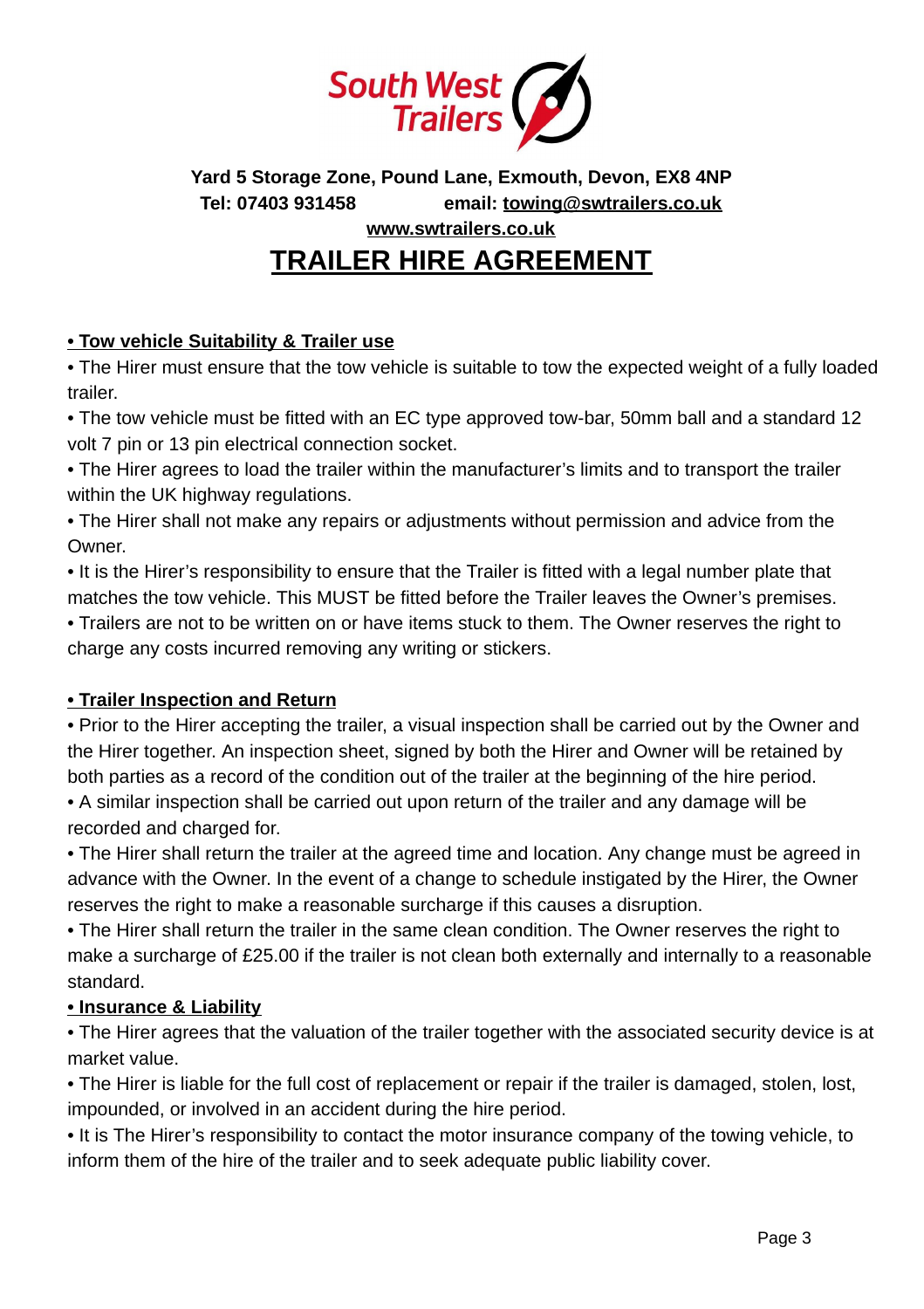**South West Trailers**

**Yard 5 Storage Zone, Pound Lane, Exmouth, Devon, EX8 4NP**
**Tel: 07403 931458 email: towing@swtrailers.co.uk**
**www.swtrailers.co.uk**

# TRAILER HIRE AGREEMENT

**• Tow vehicle Suitability & Trailer use**

• The Hirer must ensure that the tow vehicle is suitable to tow the expected weight of a fully loaded trailer.

• The tow vehicle must be fitted with an EC type approved tow-bar, 50mm ball and a standard 12 volt 7 pin or 13 pin electrical connection socket.

• The Hirer agrees to load the trailer within the manufacturer's limits and to transport the trailer within the UK highway regulations.

• The Hirer shall not make any repairs or adjustments without permission and advice from the Owner.

• It is the Hirer's responsibility to ensure that the Trailer is fitted with a legal number plate that matches the tow vehicle. This MUST be fitted before the Trailer leaves the Owner's premises.

• Trailers are not to be written on or have items stuck to them. The Owner reserves the right to charge any costs incurred removing any writing or stickers.

**• Trailer Inspection and Return**

• Prior to the Hirer accepting the trailer, a visual inspection shall be carried out by the Owner and the Hirer together. An inspection sheet, signed by both the Hirer and Owner will be retained by both parties as a record of the condition out of the trailer at the beginning of the hire period.

• A similar inspection shall be carried out upon return of the trailer and any damage will be recorded and charged for.

• The Hirer shall return the trailer at the agreed time and location. Any change must be agreed in advance with the Owner. In the event of a change to schedule instigated by the Hirer, the Owner reserves the right to make a reasonable surcharge if this causes a disruption.

• The Hirer shall return the trailer in the same clean condition. The Owner reserves the right to make a surcharge of £25.00 if the trailer is not clean both externally and internally to a reasonable standard.

**• Insurance & Liability**

• The Hirer agrees that the valuation of the trailer together with the associated security device is at market value.

• The Hirer is liable for the full cost of replacement or repair if the trailer is damaged, stolen, lost, impounded, or involved in an accident during the hire period.

• It is The Hirer's responsibility to contact the motor insurance company of the towing vehicle, to inform them of the hire of the trailer and to seek adequate public liability cover.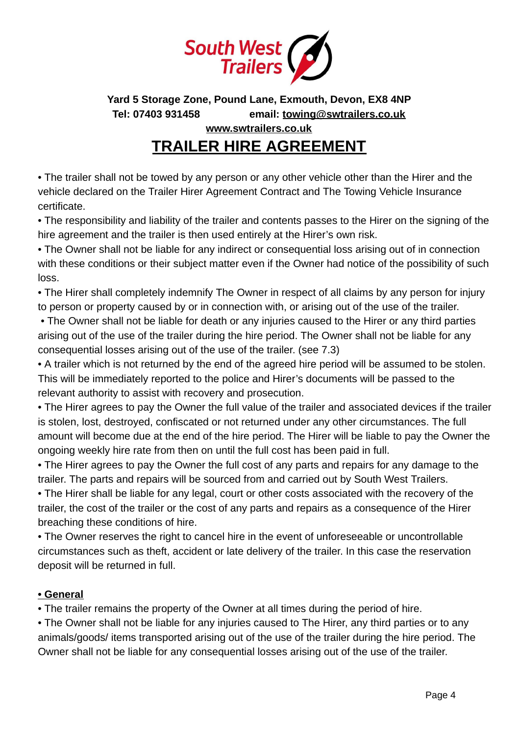**South West Trailers**

**Yard 5 Storage Zone, Pound Lane, Exmouth, Devon, EX8 4NP**
**Tel: 07403 931458 email: towing@swtrailers.co.uk**
**www.swtrailers.co.uk**

# TRAILER HIRE AGREEMENT

• The trailer shall not be towed by any person or any other vehicle other than the Hirer and the vehicle declared on the Trailer Hirer Agreement Contract and The Towing Vehicle Insurance certificate.

• The responsibility and liability of the trailer and contents passes to the Hirer on the signing of the hire agreement and the trailer is then used entirely at the Hirer's own risk.

• The Owner shall not be liable for any indirect or consequential loss arising out of in connection with these conditions or their subject matter even if the Owner had notice of the possibility of such loss.

• The Hirer shall completely indemnify The Owner in respect of all claims by any person for injury to person or property caused by or in connection with, or arising out of the use of the trailer.

• The Owner shall not be liable for death or any injuries caused to the Hirer or any third parties arising out of the use of the trailer during the hire period. The Owner shall not be liable for any consequential losses arising out of the use of the trailer. (see 7.3)

• A trailer which is not returned by the end of the agreed hire period will be assumed to be stolen. This will be immediately reported to the police and Hirer's documents will be passed to the relevant authority to assist with recovery and prosecution.

• The Hirer agrees to pay the Owner the full value of the trailer and associated devices if the trailer is stolen, lost, destroyed, confiscated or not returned under any other circumstances. The full amount will become due at the end of the hire period. The Hirer will be liable to pay the Owner the ongoing weekly hire rate from then on until the full cost has been paid in full.

• The Hirer agrees to pay the Owner the full cost of any parts and repairs for any damage to the trailer. The parts and repairs will be sourced from and carried out by South West Trailers.

• The Hirer shall be liable for any legal, court or other costs associated with the recovery of the trailer, the cost of the trailer or the cost of any parts and repairs as a consequence of the Hirer breaching these conditions of hire.

• The Owner reserves the right to cancel hire in the event of unforeseeable or uncontrollable circumstances such as theft, accident or late delivery of the trailer. In this case the reservation deposit will be returned in full.

**• General**

• The trailer remains the property of the Owner at all times during the period of hire.

• The Owner shall not be liable for any injuries caused to The Hirer, any third parties or to any animals/goods/ items transported arising out of the use of the trailer during the hire period. The Owner shall not be liable for any consequential losses arising out of the use of the trailer.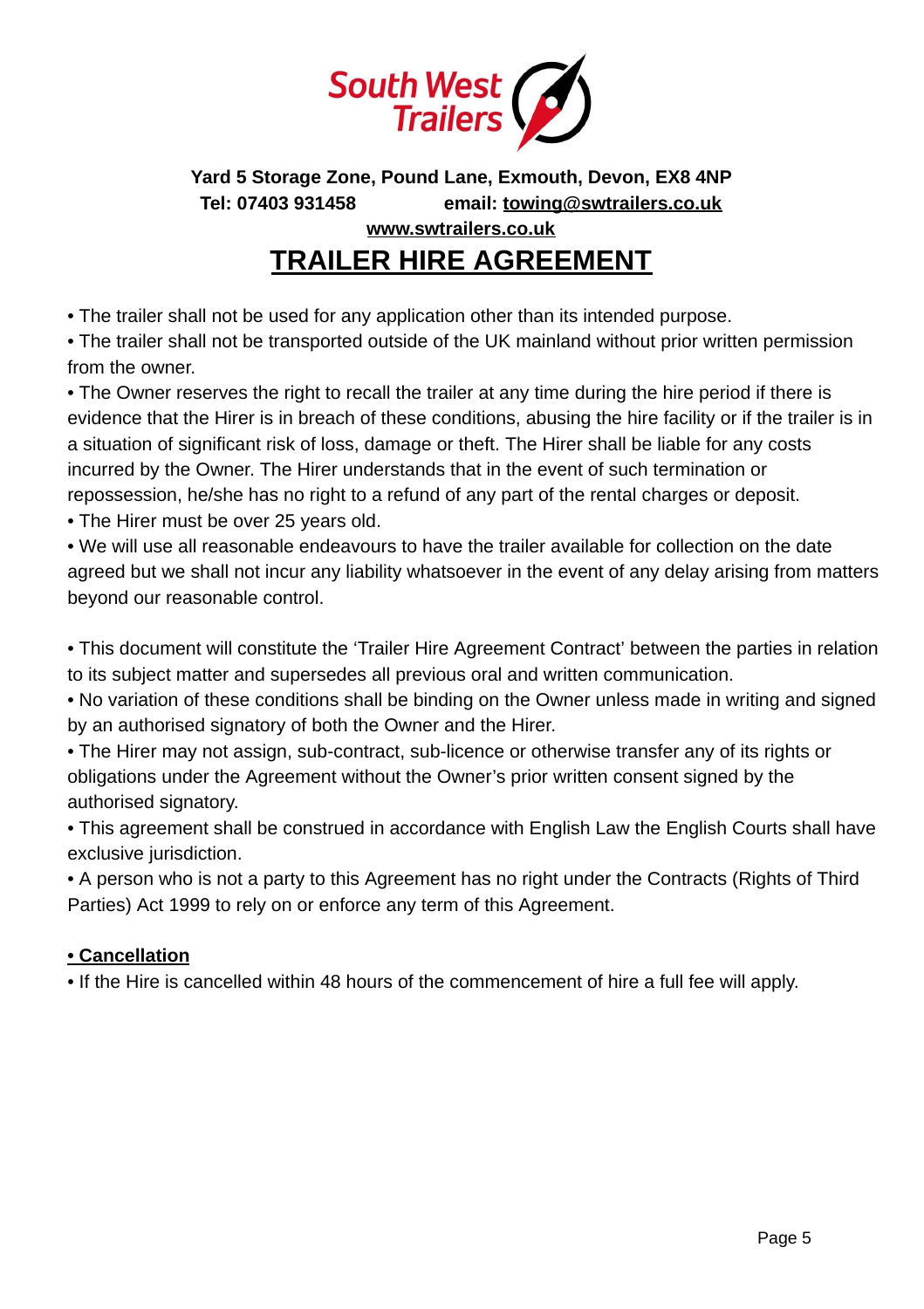South West Trailers

**Yard 5 Storage Zone, Pound Lane, Exmouth, Devon, EX8 4NP**

**Tel: 07403 931458 email: towing@swtrailers.co.uk**

**www.swtrailers.co.uk**

# TRAILER HIRE AGREEMENT

• The trailer shall not be used for any application other than its intended purpose.

• The trailer shall not be transported outside of the UK mainland without prior written permission from the owner.

• The Owner reserves the right to recall the trailer at any time during the hire period if there is evidence that the Hirer is in breach of these conditions, abusing the hire facility or if the trailer is in a situation of significant risk of loss, damage or theft. The Hirer shall be liable for any costs incurred by the Owner. The Hirer understands that in the event of such termination or repossession, he/she has no right to a refund of any part of the rental charges or deposit.

• The Hirer must be over 25 years old.

• We will use all reasonable endeavours to have the trailer available for collection on the date agreed but we shall not incur any liability whatsoever in the event of any delay arising from matters beyond our reasonable control.

• This document will constitute the 'Trailer Hire Agreement Contract' between the parties in relation to its subject matter and supersedes all previous oral and written communication.

• No variation of these conditions shall be binding on the Owner unless made in writing and signed by an authorised signatory of both the Owner and the Hirer.

• The Hirer may not assign, sub-contract, sub-licence or otherwise transfer any of its rights or obligations under the Agreement without the Owner's prior written consent signed by the authorised signatory.

• This agreement shall be construed in accordance with English Law the English Courts shall have exclusive jurisdiction.

• A person who is not a party to this Agreement has no right under the Contracts (Rights of Third Parties) Act 1999 to rely on or enforce any term of this Agreement.

**• Cancellation**

• If the Hire is cancelled within 48 hours of the commencement of hire a full fee will apply.